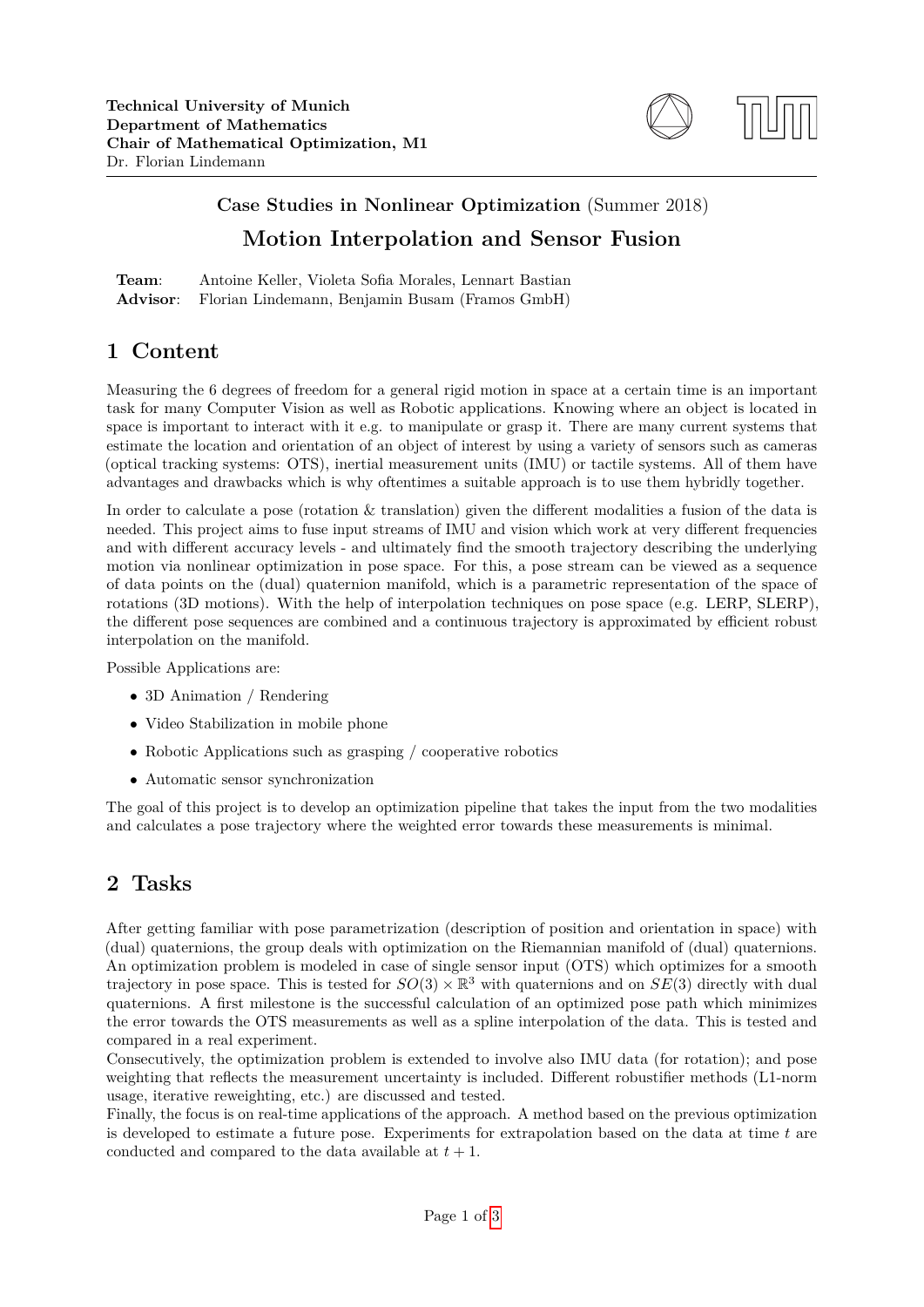**Technical University of Munich**
**Department of Mathematics**
**Chair of Mathematical Optimization, M1**
Dr. Florian Lindemann

**Case Studies in Nonlinear Optimization** (Summer 2018)

# Motion Interpolation and Sensor Fusion

**Team**: Antoine Keller, Violeta Sofia Morales, Lennart Bastian
**Advisor**: Florian Lindemann, Benjamin Busam (Framos GmbH)

## 1 Content

Measuring the 6 degrees of freedom for a general rigid motion in space at a certain time is an important task for many Computer Vision as well as Robotic applications. Knowing where an object is located in space is important to interact with it e.g. to manipulate or grasp it. There are many current systems that estimate the location and orientation of an object of interest by using a variety of sensors such as cameras (optical tracking systems: OTS), inertial measurement units (IMU) or tactile systems. All of them have advantages and drawbacks which is why oftentimes a suitable approach is to use them hybridly together.

In order to calculate a pose (rotation & translation) given the different modalities a fusion of the data is needed. This project aims to fuse input streams of IMU and vision which work at very different frequencies and with different accuracy levels - and ultimately find the smooth trajectory describing the underlying motion via nonlinear optimization in pose space. For this, a pose stream can be viewed as a sequence of data points on the (dual) quaternion manifold, which is a parametric representation of the space of rotations (3D motions). With the help of interpolation techniques on pose space (e.g. LERP, SLERP), the different pose sequences are combined and a continuous trajectory is approximated by efficient robust interpolation on the manifold.

Possible Applications are:

- 3D Animation / Rendering
- Video Stabilization in mobile phone
- Robotic Applications such as grasping / cooperative robotics
- Automatic sensor synchronization

The goal of this project is to develop an optimization pipeline that takes the input from the two modalities and calculates a pose trajectory where the weighted error towards these measurements is minimal.

## 2 Tasks

After getting familiar with pose parametrization (description of position and orientation in space) with (dual) quaternions, the group deals with optimization on the Riemannian manifold of (dual) quaternions. An optimization problem is modeled in case of single sensor input (OTS) which optimizes for a smooth trajectory in pose space. This is tested for $SO(3) \times \mathbb{R}^3$ with quaternions and on $SE(3)$ directly with dual quaternions. A first milestone is the successful calculation of an optimized pose path which minimizes the error towards the OTS measurements as well as a spline interpolation of the data. This is tested and compared in a real experiment.
Consecutively, the optimization problem is extended to involve also IMU data (for rotation); and pose weighting that reflects the measurement uncertainty is included. Different robustifier methods (L1-norm usage, iterative reweighting, etc.) are discussed and tested.
Finally, the focus is on real-time applications of the approach. A method based on the previous optimization is developed to estimate a future pose. Experiments for extrapolation based on the data at time $t$ are conducted and compared to the data available at $t + 1$.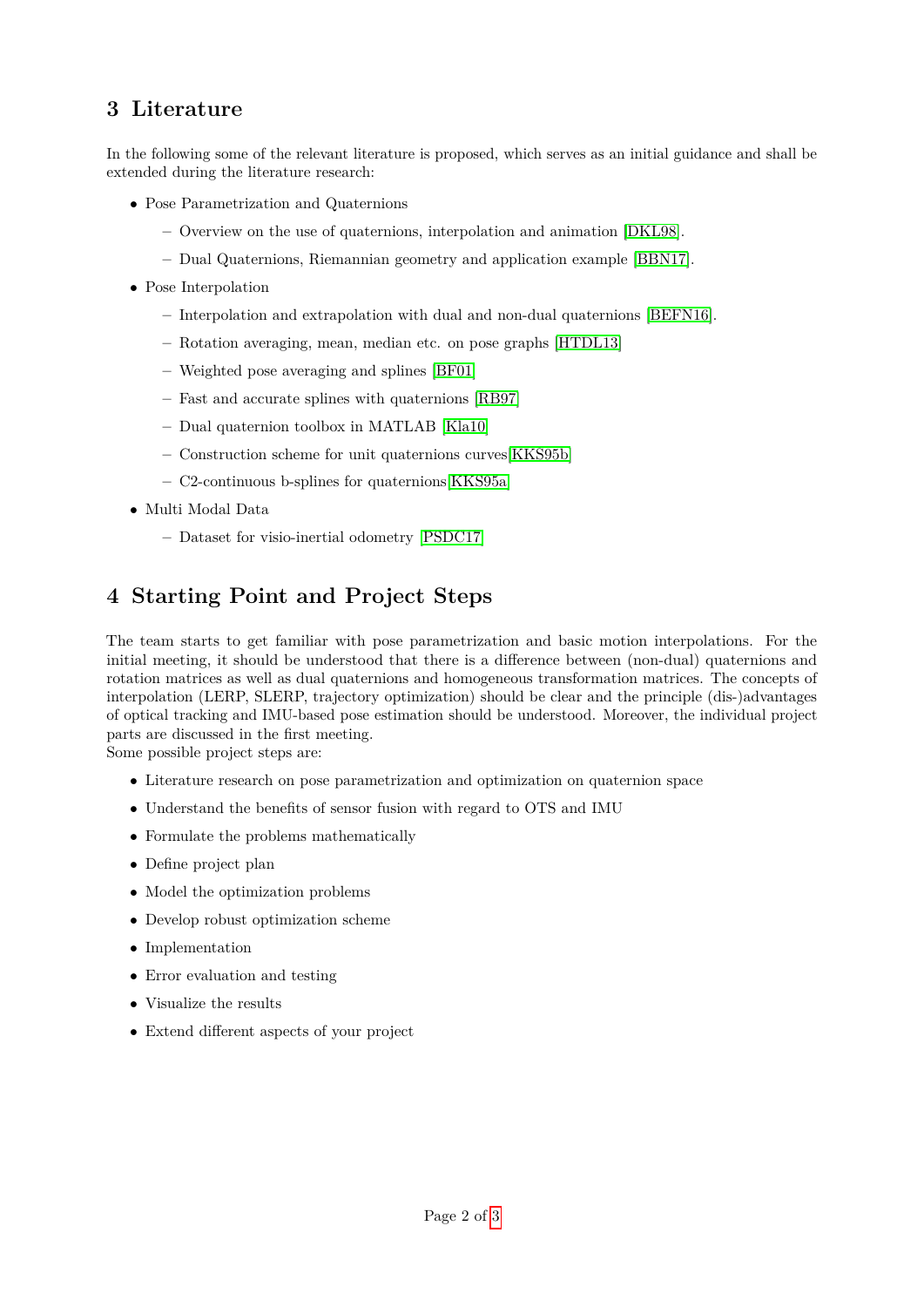## 3 Literature

In the following some of the relevant literature is proposed, which serves as an initial guidance and shall be extended during the literature research:

- Pose Parametrization and Quaternions
  - Overview on the use of quaternions, interpolation and animation [DKL98].
  - Dual Quaternions, Riemannian geometry and application example [BBN17].
- Pose Interpolation
  - Interpolation and extrapolation with dual and non-dual quaternions [BEFN16].
  - Rotation averaging, mean, median etc. on pose graphs [HTDL13]
  - Weighted pose averaging and splines [BF01]
  - Fast and accurate splines with quaternions [RB97]
  - Dual quaternion toolbox in MATLAB [Kla10]
  - Construction scheme for unit quaternions curves[KKS95b]
  - C2-continuous b-splines for quaternions[KKS95a]
- Multi Modal Data
  - Dataset for visio-inertial odometry [PSDC17]

## 4 Starting Point and Project Steps

The team starts to get familiar with pose parametrization and basic motion interpolations. For the initial meeting, it should be understood that there is a difference between (non-dual) quaternions and rotation matrices as well as dual quaternions and homogeneous transformation matrices. The concepts of interpolation (LERP, SLERP, trajectory optimization) should be clear and the principle (dis-)advantages of optical tracking and IMU-based pose estimation should be understood. Moreover, the individual project parts are discussed in the first meeting.
Some possible project steps are:

- Literature research on pose parametrization and optimization on quaternion space
- Understand the benefits of sensor fusion with regard to OTS and IMU
- Formulate the problems mathematically
- Define project plan
- Model the optimization problems
- Develop robust optimization scheme
- Implementation
- Error evaluation and testing
- Visualize the results
- Extend different aspects of your project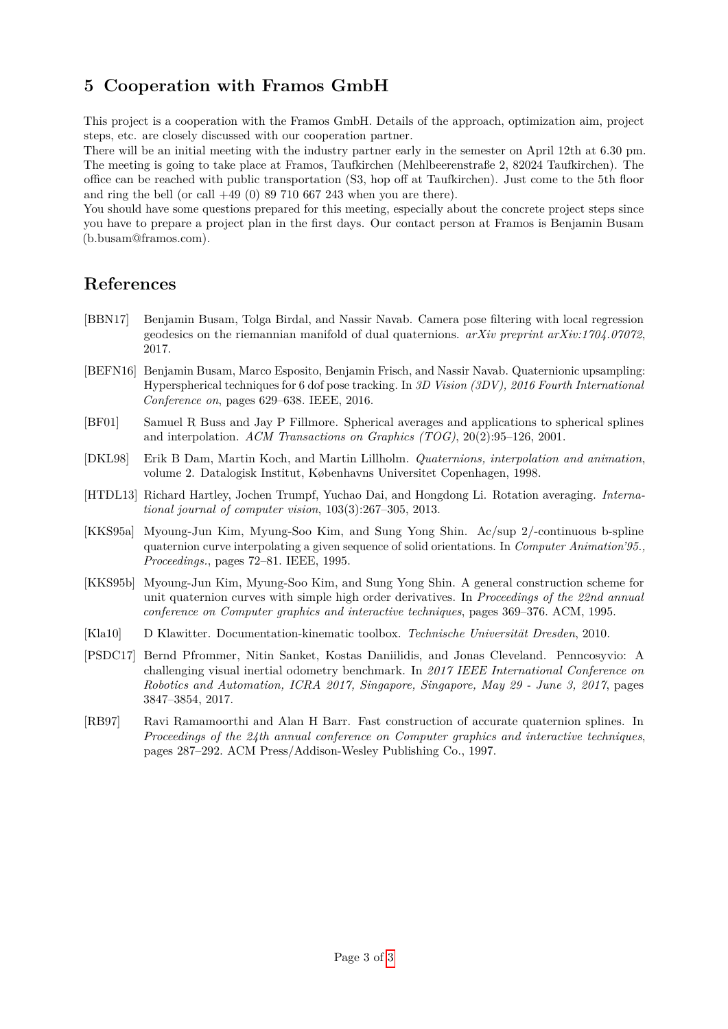## 5 Cooperation with Framos GmbH

This project is a cooperation with the Framos GmbH. Details of the approach, optimization aim, project steps, etc. are closely discussed with our cooperation partner.
There will be an initial meeting with the industry partner early in the semester on April 12th at 6.30 pm. The meeting is going to take place at Framos, Taufkirchen (Mehlbeerenstraße 2, 82024 Taufkirchen). The office can be reached with public transportation (S3, hop off at Taufkirchen). Just come to the 5th floor and ring the bell (or call +49 (0) 89 710 667 243 when you are there).
You should have some questions prepared for this meeting, especially about the concrete project steps since you have to prepare a project plan in the first days. Our contact person at Framos is Benjamin Busam (b.busam@framos.com).

## References

[BBN17] Benjamin Busam, Tolga Birdal, and Nassir Navab. Camera pose filtering with local regression geodesics on the riemannian manifold of dual quaternions. *arXiv preprint arXiv:1704.07072*, 2017.

[BEFN16] Benjamin Busam, Marco Esposito, Benjamin Frisch, and Nassir Navab. Quaternionic upsampling: Hyperspherical techniques for 6 dof pose tracking. In *3D Vision (3DV), 2016 Fourth International Conference on*, pages 629–638. IEEE, 2016.

[BF01] Samuel R Buss and Jay P Fillmore. Spherical averages and applications to spherical splines and interpolation. *ACM Transactions on Graphics (TOG)*, 20(2):95–126, 2001.

[DKL98] Erik B Dam, Martin Koch, and Martin Lillholm. *Quaternions, interpolation and animation*, volume 2. Datalogisk Institut, Københavns Universitet Copenhagen, 1998.

[HTDL13] Richard Hartley, Jochen Trumpf, Yuchao Dai, and Hongdong Li. Rotation averaging. *International journal of computer vision*, 103(3):267–305, 2013.

[KKS95a] Myoung-Jun Kim, Myung-Soo Kim, and Sung Yong Shin. Ac/sup 2/-continuous b-spline quaternion curve interpolating a given sequence of solid orientations. In *Computer Animation'95., Proceedings.*, pages 72–81. IEEE, 1995.

[KKS95b] Myoung-Jun Kim, Myung-Soo Kim, and Sung Yong Shin. A general construction scheme for unit quaternion curves with simple high order derivatives. In *Proceedings of the 22nd annual conference on Computer graphics and interactive techniques*, pages 369–376. ACM, 1995.

[Kla10] D Klawitter. Documentation-kinematic toolbox. *Technische Universität Dresden*, 2010.

[PSDC17] Bernd Pfrommer, Nitin Sanket, Kostas Daniilidis, and Jonas Cleveland. Penncosyvio: A challenging visual inertial odometry benchmark. In *2017 IEEE International Conference on Robotics and Automation, ICRA 2017, Singapore, Singapore, May 29 - June 3, 2017*, pages 3847–3854, 2017.

[RB97] Ravi Ramamoorthi and Alan H Barr. Fast construction of accurate quaternion splines. In *Proceedings of the 24th annual conference on Computer graphics and interactive techniques*, pages 287–292. ACM Press/Addison-Wesley Publishing Co., 1997.